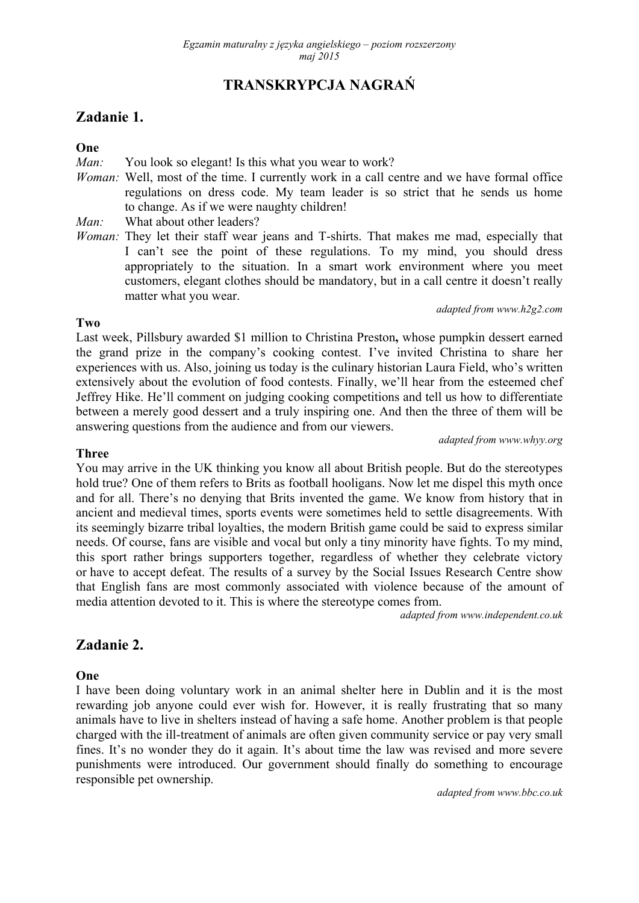*Egzamin maturalny z języka angielskiego – poziom rozszerzony*
*maj 2015*

# TRANSKRYPCJA NAGRAŃ

## Zadanie 1.

**One**

*Man:* You look so elegant! Is this what you wear to work?

*Woman:* Well, most of the time. I currently work in a call centre and we have formal office regulations on dress code. My team leader is so strict that he sends us home to change. As if we were naughty children!

*Man:* What about other leaders?

*Woman:* They let their staff wear jeans and T-shirts. That makes me mad, especially that I can't see the point of these regulations. To my mind, you should dress appropriately to the situation. In a smart work environment where you meet customers, elegant clothes should be mandatory, but in a call centre it doesn't really matter what you wear.

*adapted from www.h2g2.com*

**Two**

Last week, Pillsbury awarded $1 million to Christina Preston**,** whose pumpkin dessert earned the grand prize in the company's cooking contest. I've invited Christina to share her experiences with us. Also, joining us today is the culinary historian Laura Field, who's written extensively about the evolution of food contests. Finally, we'll hear from the esteemed chef Jeffrey Hike. He'll comment on judging cooking competitions and tell us how to differentiate between a merely good dessert and a truly inspiring one. And then the three of them will be answering questions from the audience and from our viewers.

*adapted from www.whyy.org*

**Three**

You may arrive in the UK thinking you know all about British people. But do the stereotypes hold true? One of them refers to Brits as football hooligans. Now let me dispel this myth once and for all. There's no denying that Brits invented the game. We know from history that in ancient and medieval times, sports events were sometimes held to settle disagreements. With its seemingly bizarre tribal loyalties, the modern British game could be said to express similar needs. Of course, fans are visible and vocal but only a tiny minority have fights. To my mind, this sport rather brings supporters together, regardless of whether they celebrate victory or have to accept defeat. The results of a survey by the Social Issues Research Centre show that English fans are most commonly associated with violence because of the amount of media attention devoted to it. This is where the stereotype comes from.

*adapted from www.independent.co.uk*

## Zadanie 2.

**One**

I have been doing voluntary work in an animal shelter here in Dublin and it is the most rewarding job anyone could ever wish for. However, it is really frustrating that so many animals have to live in shelters instead of having a safe home. Another problem is that people charged with the ill-treatment of animals are often given community service or pay very small fines. It's no wonder they do it again. It's about time the law was revised and more severe punishments were introduced. Our government should finally do something to encourage responsible pet ownership.

*adapted from www.bbc.co.uk*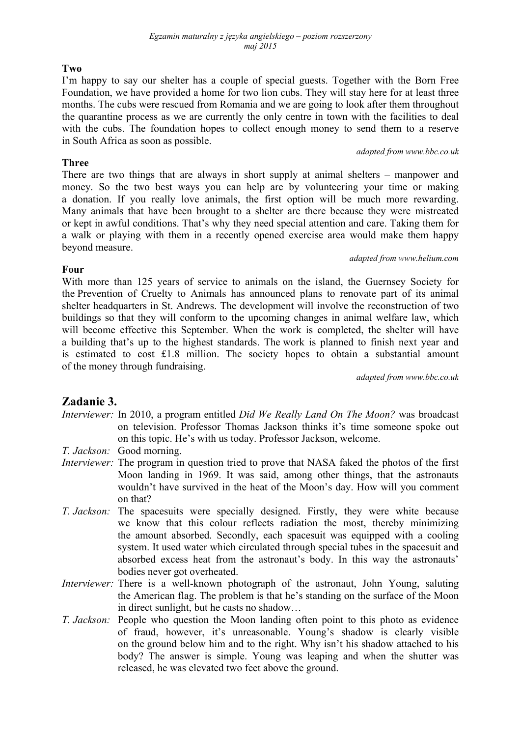**Two**

I'm happy to say our shelter has a couple of special guests. Together with the Born Free Foundation, we have provided a home for two lion cubs. They will stay here for at least three months. The cubs were rescued from Romania and we are going to look after them throughout the quarantine process as we are currently the only centre in town with the facilities to deal with the cubs. The foundation hopes to collect enough money to send them to a reserve in South Africa as soon as possible.

*adapted from www.bbc.co.uk*

**Three**

There are two things that are always in short supply at animal shelters – manpower and money. So the two best ways you can help are by volunteering your time or making a donation. If you really love animals, the first option will be much more rewarding. Many animals that have been brought to a shelter are there because they were mistreated or kept in awful conditions. That's why they need special attention and care. Taking them for a walk or playing with them in a recently opened exercise area would make them happy beyond measure.

*adapted from www.helium.com*

**Four**

With more than 125 years of service to animals on the island, the Guernsey Society for the Prevention of Cruelty to Animals has announced plans to renovate part of its animal shelter headquarters in St. Andrews. The development will involve the reconstruction of two buildings so that they will conform to the upcoming changes in animal welfare law, which will become effective this September. When the work is completed, the shelter will have a building that's up to the highest standards. The work is planned to finish next year and is estimated to cost £1.8 million. The society hopes to obtain a substantial amount of the money through fundraising.

*adapted from www.bbc.co.uk*

## Zadanie 3.

*Interviewer:* In 2010, a program entitled *Did We Really Land On The Moon?* was broadcast on television. Professor Thomas Jackson thinks it's time someone spoke out on this topic. He's with us today. Professor Jackson, welcome.

*T. Jackson:* Good morning.

*Interviewer:* The program in question tried to prove that NASA faked the photos of the first Moon landing in 1969. It was said, among other things, that the astronauts wouldn't have survived in the heat of the Moon's day. How will you comment on that?

*T. Jackson:* The spacesuits were specially designed. Firstly, they were white because we know that this colour reflects radiation the most, thereby minimizing the amount absorbed. Secondly, each spacesuit was equipped with a cooling system. It used water which circulated through special tubes in the spacesuit and absorbed excess heat from the astronaut's body. In this way the astronauts' bodies never got overheated.

*Interviewer:* There is a well-known photograph of the astronaut, John Young, saluting the American flag. The problem is that he's standing on the surface of the Moon in direct sunlight, but he casts no shadow…

*T. Jackson:* People who question the Moon landing often point to this photo as evidence of fraud, however, it's unreasonable. Young's shadow is clearly visible on the ground below him and to the right. Why isn't his shadow attached to his body? The answer is simple. Young was leaping and when the shutter was released, he was elevated two feet above the ground.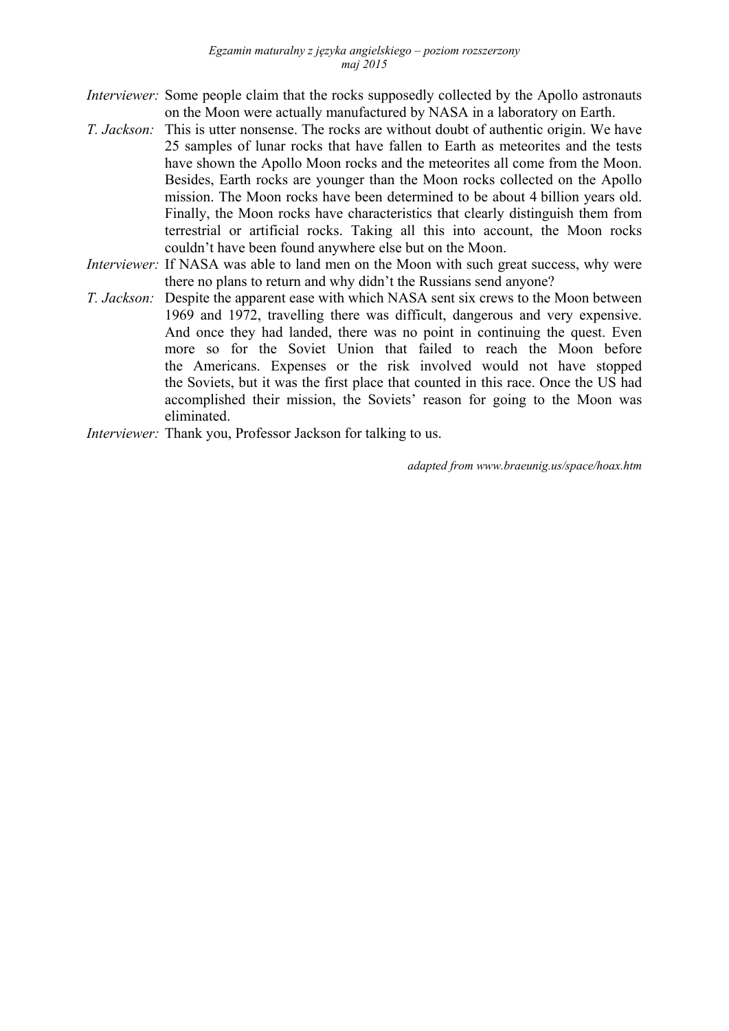*Interviewer:* Some people claim that the rocks supposedly collected by the Apollo astronauts on the Moon were actually manufactured by NASA in a laboratory on Earth.

*T. Jackson:* This is utter nonsense. The rocks are without doubt of authentic origin. We have 25 samples of lunar rocks that have fallen to Earth as meteorites and the tests have shown the Apollo Moon rocks and the meteorites all come from the Moon. Besides, Earth rocks are younger than the Moon rocks collected on the Apollo mission. The Moon rocks have been determined to be about 4 billion years old. Finally, the Moon rocks have characteristics that clearly distinguish them from terrestrial or artificial rocks. Taking all this into account, the Moon rocks couldn't have been found anywhere else but on the Moon.

*Interviewer:* If NASA was able to land men on the Moon with such great success, why were there no plans to return and why didn't the Russians send anyone?

*T. Jackson:* Despite the apparent ease with which NASA sent six crews to the Moon between 1969 and 1972, travelling there was difficult, dangerous and very expensive. And once they had landed, there was no point in continuing the quest. Even more so for the Soviet Union that failed to reach the Moon before the Americans. Expenses or the risk involved would not have stopped the Soviets, but it was the first place that counted in this race. Once the US had accomplished their mission, the Soviets' reason for going to the Moon was eliminated.

*Interviewer:* Thank you, Professor Jackson for talking to us.

*adapted from www.braeunig.us/space/hoax.htm*